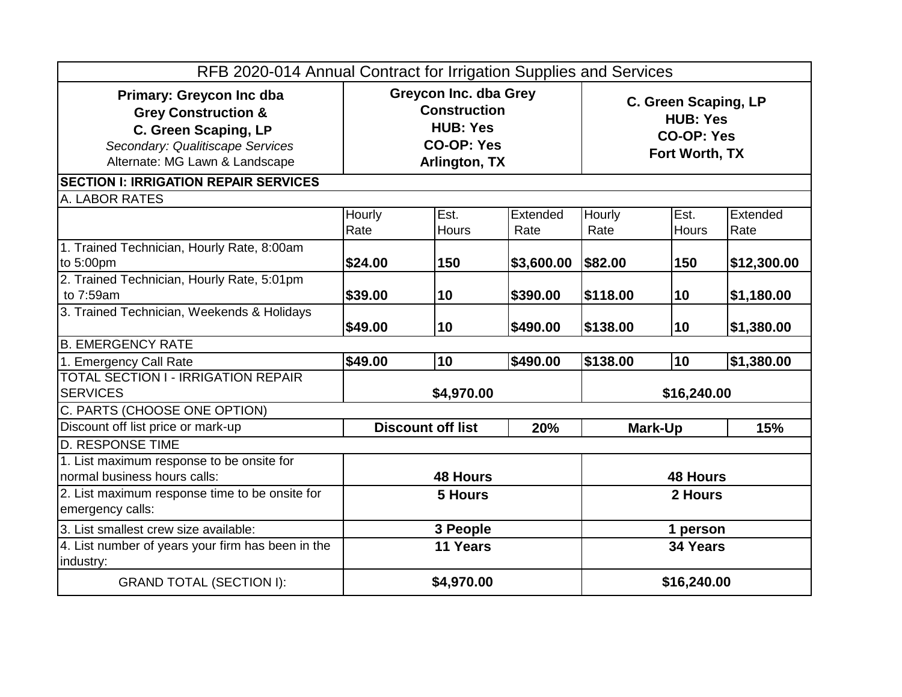| RFB 2020-014 Annual Contract for Irrigation Supplies and Services | | | | | | |
|---|---|---|---|---|---|---|
| **Primary: Greycon Inc dba Grey Construction & C. Green Scaping, LP** *Secondary: Qualitiscape Services* Alternate: MG Lawn & Landscape | **Greycon Inc. dba Grey Construction HUB: Yes CO-OP: Yes Arlington, TX** | | | **C. Green Scaping, LP HUB: Yes CO-OP: Yes Fort Worth, TX** | | |
| **SECTION I: IRRIGATION REPAIR SERVICES** | | | | | | |
| A. LABOR RATES | | | | | | |
| | Hourly Rate | Est. Hours | Extended Rate | Hourly Rate | Est. Hours | Extended Rate |
| 1. Trained Technician, Hourly Rate, 8:00am to 5:00pm | **$24.00** | **150** | **$3,600.00** | **$82.00** | **150** | **$12,300.00** |
| 2. Trained Technician, Hourly Rate, 5:01pm to 7:59am | **$39.00** | **10** | **$390.00** | **$118.00** | **10** | **$1,180.00** |
| 3. Trained Technician, Weekends & Holidays | **$49.00** | **10** | **$490.00** | **$138.00** | **10** | **$1,380.00** |
| B. EMERGENCY RATE | | | | | | |
| 1. Emergency Call Rate | **$49.00** | **10** | **$490.00** | **$138.00** | **10** | **$1,380.00** |
| TOTAL SECTION I - IRRIGATION REPAIR SERVICES | **$4,970.00** | | | **$16,240.00** | | |
| C. PARTS (CHOOSE ONE OPTION) | | | | | | |
| Discount off list price or mark-up | **Discount off list** | | **20%** | **Mark-Up** | | **15%** |
| D. RESPONSE TIME | | | | | | |
| 1. List maximum response to be onsite for normal business hours calls: | **48 Hours** | | | **48 Hours** | | |
| 2. List maximum response time to be onsite for emergency calls: | **5 Hours** | | | **2 Hours** | | |
| 3. List smallest crew size available: | **3 People** | | | **1 person** | | |
| 4. List number of years your firm has been in the industry: | **11 Years** | | | **34 Years** | | |
| GRAND TOTAL (SECTION I): | **$4,970.00** | | | **$16,240.00** | | |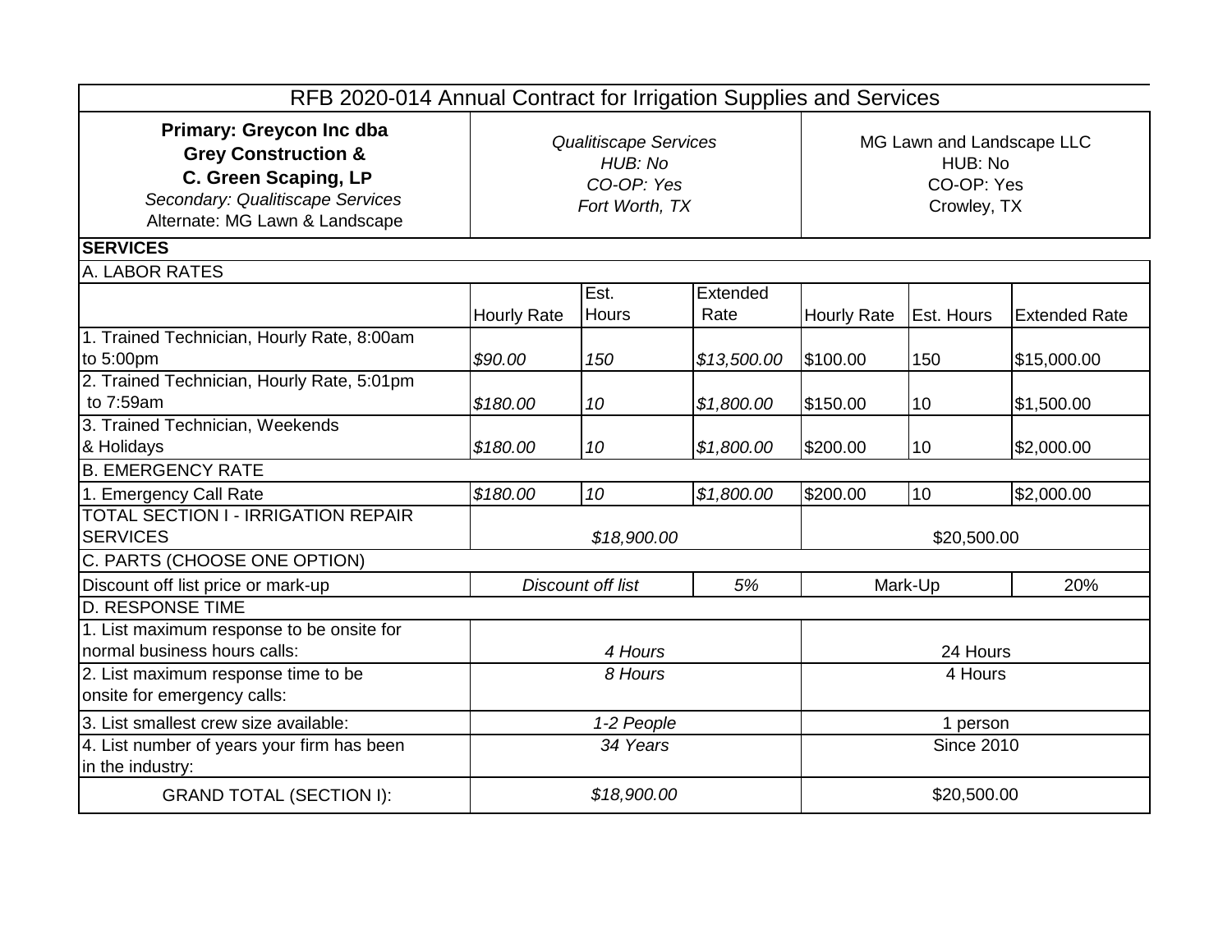| RFB 2020-014 Annual Contract for Irrigation Supplies and Services | | | | | | |
|---|---|---|---|---|---|---|
| **Primary: Greycon Inc dba Grey Construction & C. Green Scaping, LP** *Secondary: Qualitiscape Services* Alternate: MG Lawn & Landscape | *Qualitiscape Services HUB: No CO-OP: Yes Fort Worth, TX* | | | MG Lawn and Landscape LLC HUB: No CO-OP: Yes Crowley, TX | | |
| **SERVICES** | | | | | | |
| A. LABOR RATES | | | | | | |
| | Hourly Rate | Est. Hours | Extended Rate | Hourly Rate | Est. Hours | Extended Rate |
| 1. Trained Technician, Hourly Rate, 8:00am to 5:00pm | *$90.00* | *150* | *$13,500.00* | $100.00 | 150 | $15,000.00 |
| 2. Trained Technician, Hourly Rate, 5:01pm to 7:59am | *$180.00* | *10* | *$1,800.00* | $150.00 | 10 | $1,500.00 |
| 3. Trained Technician, Weekends & Holidays | *$180.00* | *10* | *$1,800.00* | $200.00 | 10 | $2,000.00 |
| B. EMERGENCY RATE | | | | | | |
| 1. Emergency Call Rate | *$180.00* | *10* | *$1,800.00* | $200.00 | 10 | $2,000.00 |
| TOTAL SECTION I - IRRIGATION REPAIR SERVICES | *$18,900.00* | | | $20,500.00 | | |
| C. PARTS (CHOOSE ONE OPTION) | | | | | | |
| Discount off list price or mark-up | *Discount off list* | | *5%* | Mark-Up | | 20% |
| D. RESPONSE TIME | | | | | | |
| 1. List maximum response to be onsite for normal business hours calls: | *4 Hours* | | | 24 Hours | | |
| 2. List maximum response time to be onsite for emergency calls: | *8 Hours* | | | 4 Hours | | |
| 3. List smallest crew size available: | *1-2 People* | | | 1 person | | |
| 4. List number of years your firm has been in the industry: | *34 Years* | | | Since 2010 | | |
| GRAND TOTAL (SECTION I): | *$18,900.00* | | | $20,500.00 | | |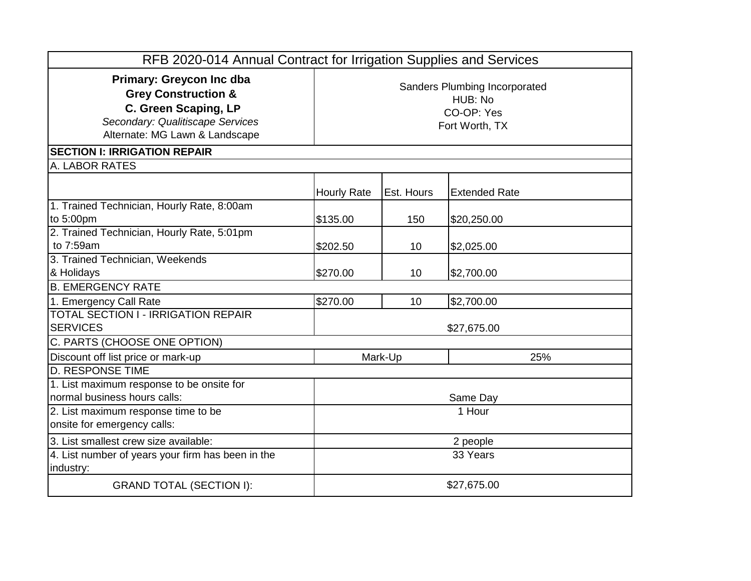| RFB 2020-014 Annual Contract for Irrigation Supplies and Services | | | |
|---|---|---|---|
| **Primary: Greycon Inc dba Grey Construction & C. Green Scaping, LP**<br>*Secondary: Qualitiscape Services*<br>Alternate: MG Lawn & Landscape | Sanders Plumbing Incorporated<br>HUB: No<br>CO-OP: Yes<br>Fort Worth, TX | | |
| **SECTION I: IRRIGATION REPAIR** | | | |
| A. LABOR RATES | | | |
| | Hourly Rate | Est. Hours | Extended Rate |
| 1. Trained Technician, Hourly Rate, 8:00am to 5:00pm | $135.00 | 150 | $20,250.00 |
| 2. Trained Technician, Hourly Rate, 5:01pm to 7:59am | $202.50 | 10 | $2,025.00 |
| 3. Trained Technician, Weekends & Holidays | $270.00 | 10 | $2,700.00 |
| B. EMERGENCY RATE | | | |
| 1. Emergency Call Rate | $270.00 | 10 | $2,700.00 |
| TOTAL SECTION I - IRRIGATION REPAIR SERVICES | $27,675.00 | | |
| C. PARTS (CHOOSE ONE OPTION) | | | |
| Discount off list price or mark-up | Mark-Up | | 25% |
| D. RESPONSE TIME | | | |
| 1. List maximum response to be onsite for normal business hours calls: | Same Day | | |
| 2. List maximum response time to be onsite for emergency calls: | 1 Hour | | |
| 3. List smallest crew size available: | 2 people | | |
| 4. List number of years your firm has been in the industry: | 33 Years | | |
| GRAND TOTAL (SECTION I): | $27,675.00 | | |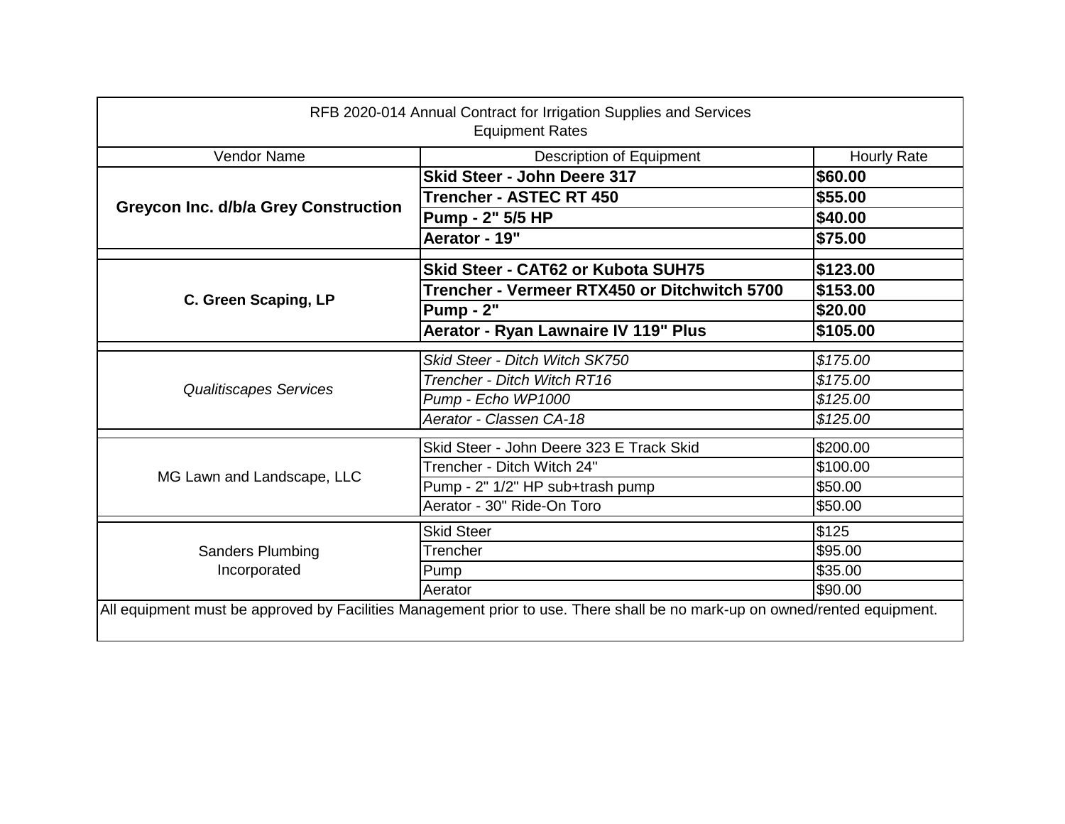RFB 2020-014 Annual Contract for Irrigation Supplies and Services
Equipment Rates

| Vendor Name | Description of Equipment | Hourly Rate |
|---|---|---|
| **Greycon Inc. d/b/a Grey Construction** | **Skid Steer - John Deere 317** | **$60.00** |
| | **Trencher - ASTEC RT 450** | **$55.00** |
| | **Pump - 2" 5/5 HP** | **$40.00** |
| | **Aerator - 19"** | **$75.00** |
| **C. Green Scaping, LP** | **Skid Steer - CAT62 or Kubota SUH75** | **$123.00** |
| | **Trencher - Vermeer RTX450 or Ditchwitch 5700** | **$153.00** |
| | **Pump - 2"** | **$20.00** |
| | **Aerator - Ryan Lawnaire IV 119" Plus** | **$105.00** |
| *Qualitiscapes Services* | *Skid Steer - Ditch Witch SK750* | *$175.00* |
| | *Trencher - Ditch Witch RT16* | *$175.00* |
| | *Pump - Echo WP1000* | *$125.00* |
| | *Aerator - Classen CA-18* | *$125.00* |
| MG Lawn and Landscape, LLC | Skid Steer - John Deere 323 E Track Skid | $200.00 |
| | Trencher - Ditch Witch 24" | $100.00 |
| | Pump - 2" 1/2" HP sub+trash pump | $50.00 |
| | Aerator - 30" Ride-On Toro | $50.00 |
| Sanders Plumbing Incorporated | Skid Steer | $125 |
| | Trencher | $95.00 |
| | Pump | $35.00 |
| | Aerator | $90.00 |

All equipment must be approved by Facilities Management prior to use. There shall be no mark-up on owned/rented equipment.